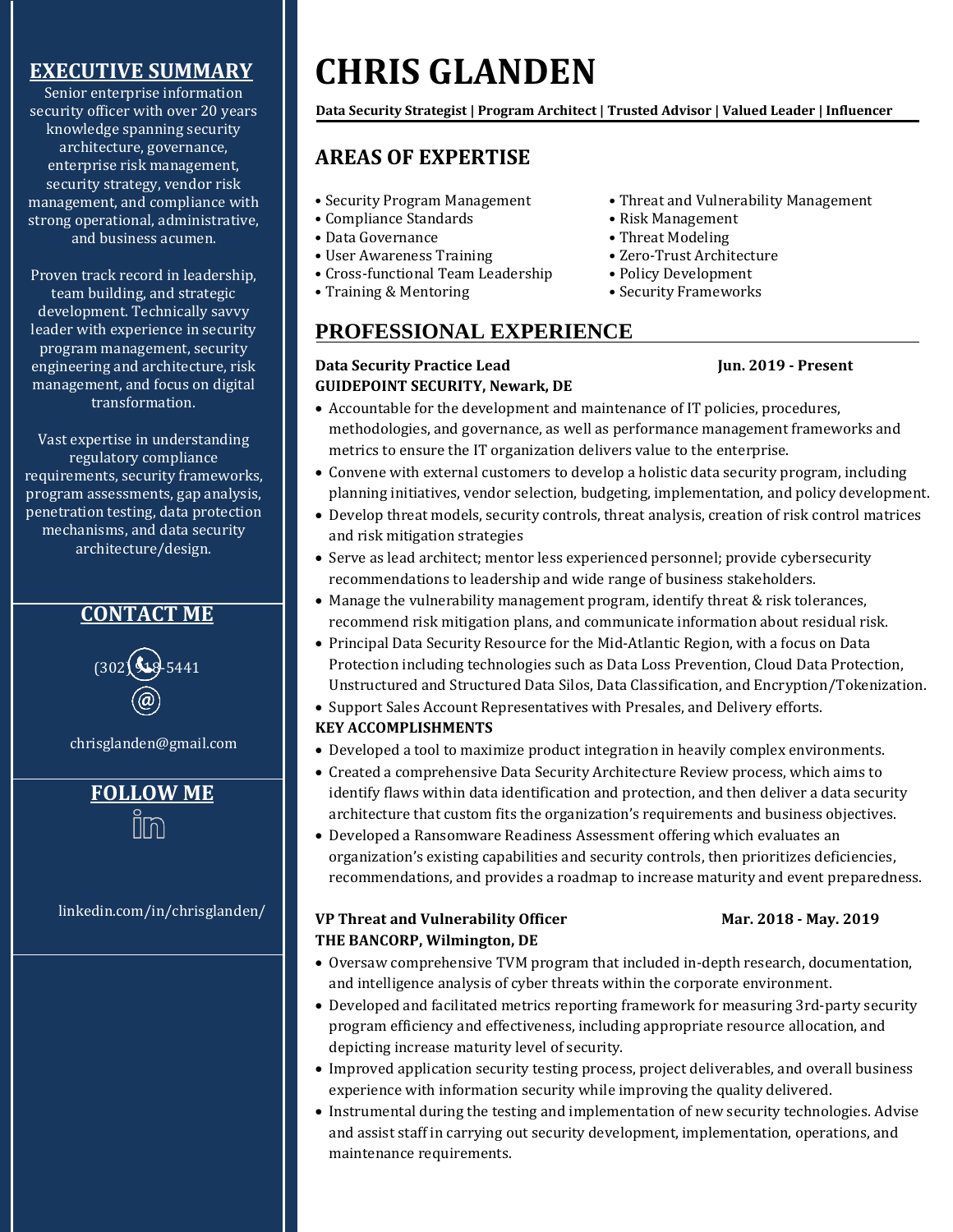# CHRIS GLANDEN

**Data Security Strategist | Program Architect | Trusted Advisor | Valued Leader | Influencer**

## EXECUTIVE SUMMARY

Senior enterprise information security officer with over 20 years knowledge spanning security architecture, governance, enterprise risk management, security strategy, vendor risk management, and compliance with strong operational, administrative, and business acumen.

Proven track record in leadership, team building, and strategic development. Technically savvy leader with experience in security program management, security engineering and architecture, risk management, and focus on digital transformation.

Vast expertise in understanding regulatory compliance requirements, security frameworks, program assessments, gap analysis, penetration testing, data protection mechanisms, and data security architecture/design.

## CONTACT ME

(302) 918-5441

chrisglanden@gmail.com

## FOLLOW ME

linkedin.com/in/chrisglanden/

## AREAS OF EXPERTISE

- Security Program Management
- Compliance Standards
- Data Governance
- User Awareness Training
- Cross-functional Team Leadership
- Training & Mentoring
- Threat and Vulnerability Management
- Risk Management
- Threat Modeling
- Zero-Trust Architecture
- Policy Development
- Security Frameworks

## PROFESSIONAL EXPERIENCE

**Data Security Practice Lead** — **Jun. 2019 - Present**
**GUIDEPOINT SECURITY, Newark, DE**

- Accountable for the development and maintenance of IT policies, procedures, methodologies, and governance, as well as performance management frameworks and metrics to ensure the IT organization delivers value to the enterprise.
- Convene with external customers to develop a holistic data security program, including planning initiatives, vendor selection, budgeting, implementation, and policy development.
- Develop threat models, security controls, threat analysis, creation of risk control matrices and risk mitigation strategies
- Serve as lead architect; mentor less experienced personnel; provide cybersecurity recommendations to leadership and wide range of business stakeholders.
- Manage the vulnerability management program, identify threat & risk tolerances, recommend risk mitigation plans, and communicate information about residual risk.
- Principal Data Security Resource for the Mid-Atlantic Region, with a focus on Data Protection including technologies such as Data Loss Prevention, Cloud Data Protection, Unstructured and Structured Data Silos, Data Classification, and Encryption/Tokenization.
- Support Sales Account Representatives with Presales, and Delivery efforts.

**KEY ACCOMPLISHMENTS**

- Developed a tool to maximize product integration in heavily complex environments.
- Created a comprehensive Data Security Architecture Review process, which aims to identify flaws within data identification and protection, and then deliver a data security architecture that custom fits the organization's requirements and business objectives.
- Developed a Ransomware Readiness Assessment offering which evaluates an organization's existing capabilities and security controls, then prioritizes deficiencies, recommendations, and provides a roadmap to increase maturity and event preparedness.

**VP Threat and Vulnerability Officer** — **Mar. 2018 - May. 2019**
**THE BANCORP, Wilmington, DE**

- Oversaw comprehensive TVM program that included in-depth research, documentation, and intelligence analysis of cyber threats within the corporate environment.
- Developed and facilitated metrics reporting framework for measuring 3rd-party security program efficiency and effectiveness, including appropriate resource allocation, and depicting increase maturity level of security.
- Improved application security testing process, project deliverables, and overall business experience with information security while improving the quality delivered.
- Instrumental during the testing and implementation of new security technologies. Advise and assist staff in carrying out security development, implementation, operations, and maintenance requirements.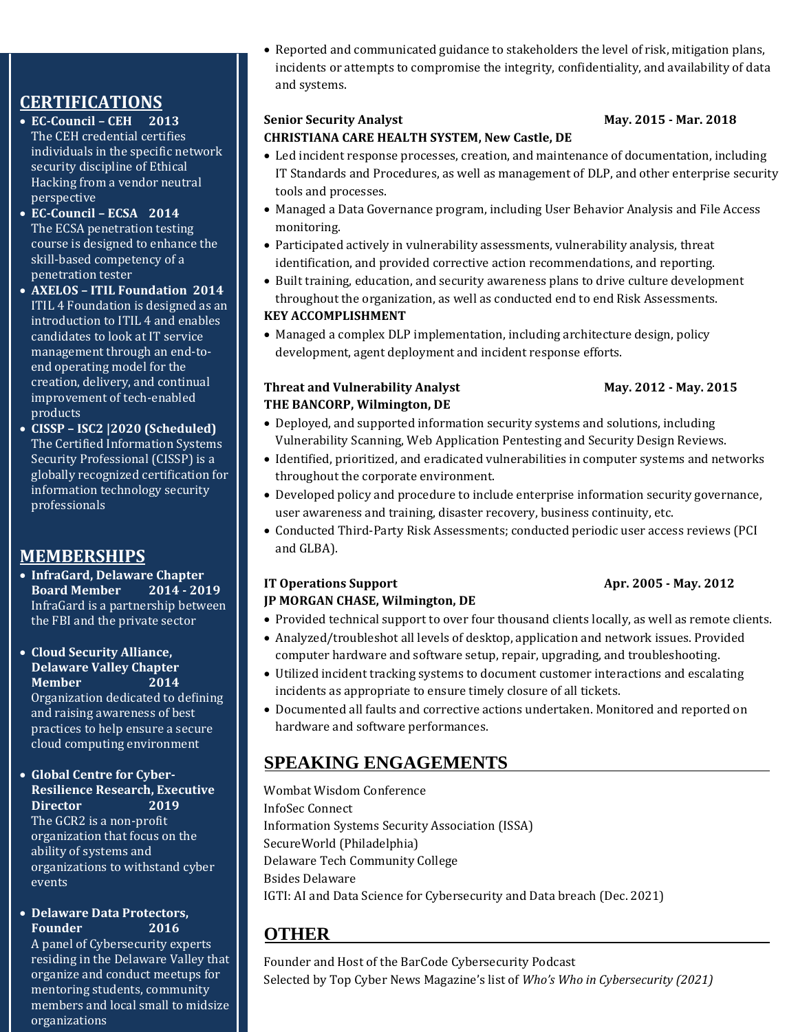## CERTIFICATIONS

- **EC-Council – CEH 2013**
  The CEH credential certifies individuals in the specific network security discipline of Ethical Hacking from a vendor neutral perspective
- **EC-Council – ECSA 2014**
  The ECSA penetration testing course is designed to enhance the skill-based competency of a penetration tester
- **AXELOS – ITIL Foundation 2014**
  ITIL 4 Foundation is designed as an introduction to ITIL 4 and enables candidates to look at IT service management through an end-to-end operating model for the creation, delivery, and continual improvement of tech-enabled products
- **CISSP – ISC2 |2020 (Scheduled)**
  The Certified Information Systems Security Professional (CISSP) is a globally recognized certification for information technology security professionals

## MEMBERSHIPS

- **InfraGard, Delaware Chapter Board Member 2014 - 2019**
  InfraGard is a partnership between the FBI and the private sector
- **Cloud Security Alliance, Delaware Valley Chapter Member 2014**
  Organization dedicated to defining and raising awareness of best practices to help ensure a secure cloud computing environment
- **Global Centre for Cyber-Resilience Research, Executive Director 2019**
  The GCR2 is a non-profit organization that focus on the ability of systems and organizations to withstand cyber events
- **Delaware Data Protectors, Founder 2016**
  A panel of Cybersecurity experts residing in the Delaware Valley that organize and conduct meetups for mentoring students, community members and local small to midsize organizations

---

- Reported and communicated guidance to stakeholders the level of risk, mitigation plans, incidents or attempts to compromise the integrity, confidentiality, and availability of data and systems.

**Senior Security Analyst** **May. 2015 - Mar. 2018**
**CHRISTIANA CARE HEALTH SYSTEM, New Castle, DE**

- Led incident response processes, creation, and maintenance of documentation, including IT Standards and Procedures, as well as management of DLP, and other enterprise security tools and processes.
- Managed a Data Governance program, including User Behavior Analysis and File Access monitoring.
- Participated actively in vulnerability assessments, vulnerability analysis, threat identification, and provided corrective action recommendations, and reporting.
- Built training, education, and security awareness plans to drive culture development throughout the organization, as well as conducted end to end Risk Assessments.

**KEY ACCOMPLISHMENT**

- Managed a complex DLP implementation, including architecture design, policy development, agent deployment and incident response efforts.

**Threat and Vulnerability Analyst** **May. 2012 - May. 2015**
**THE BANCORP, Wilmington, DE**

- Deployed, and supported information security systems and solutions, including Vulnerability Scanning, Web Application Pentesting and Security Design Reviews.
- Identified, prioritized, and eradicated vulnerabilities in computer systems and networks throughout the corporate environment.
- Developed policy and procedure to include enterprise information security governance, user awareness and training, disaster recovery, business continuity, etc.
- Conducted Third-Party Risk Assessments; conducted periodic user access reviews (PCI and GLBA).

**IT Operations Support** **Apr. 2005 - May. 2012**
**JP MORGAN CHASE, Wilmington, DE**

- Provided technical support to over four thousand clients locally, as well as remote clients.
- Analyzed/troubleshot all levels of desktop, application and network issues. Provided computer hardware and software setup, repair, upgrading, and troubleshooting.
- Utilized incident tracking systems to document customer interactions and escalating incidents as appropriate to ensure timely closure of all tickets.
- Documented all faults and corrective actions undertaken. Monitored and reported on hardware and software performances.

## SPEAKING ENGAGEMENTS

Wombat Wisdom Conference
InfoSec Connect
Information Systems Security Association (ISSA)
SecureWorld (Philadelphia)
Delaware Tech Community College
Bsides Delaware
IGTI: AI and Data Science for Cybersecurity and Data breach (Dec. 2021)

## OTHER

Founder and Host of the BarCode Cybersecurity Podcast
Selected by Top Cyber News Magazine's list of *Who's Who in Cybersecurity (2021)*